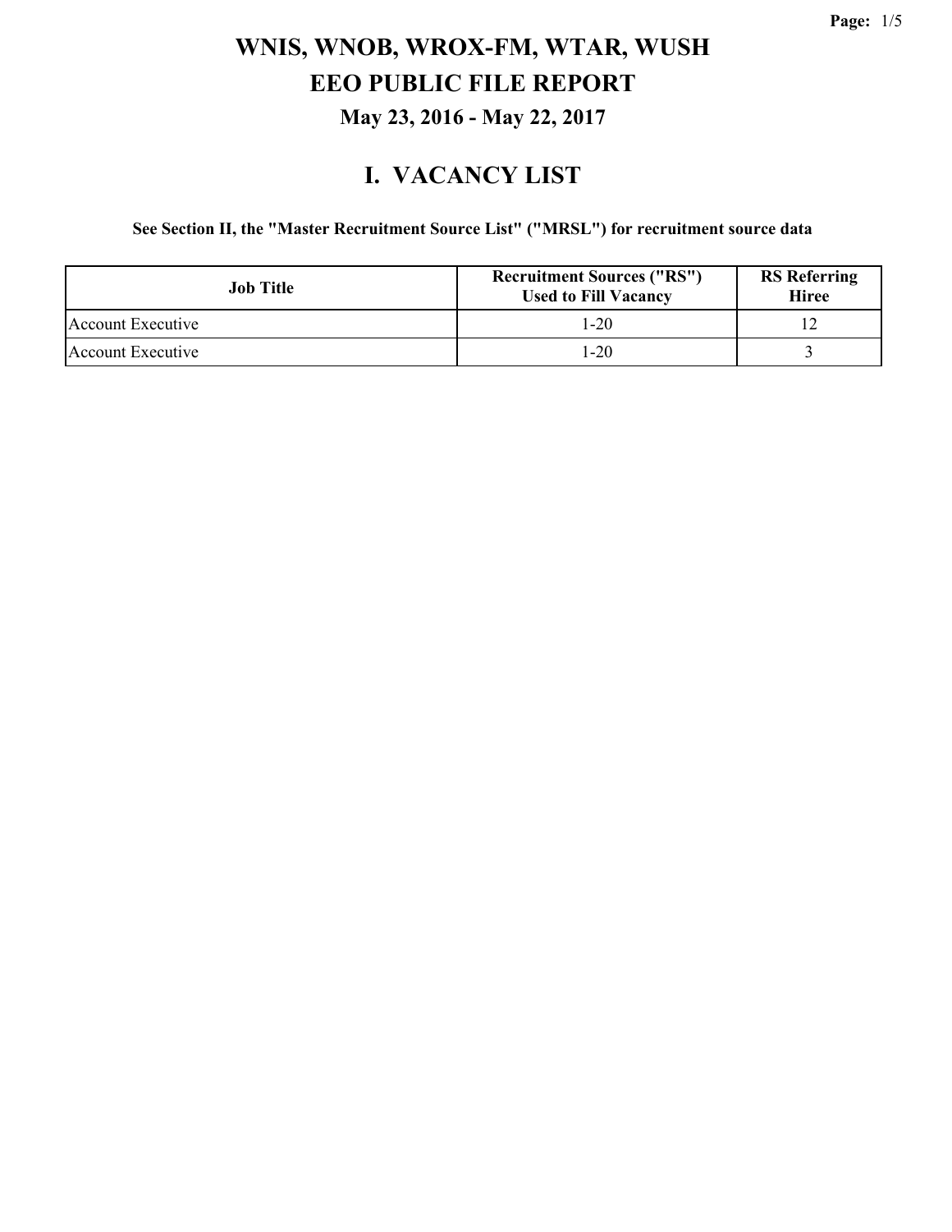# WNIS, WNOB, WROX-FM, WTAR, WUSH

# EEO PUBLIC FILE REPORT

### May 23, 2016 - May 22, 2017

## I. VACANCY LIST

**See Section II, the "Master Recruitment Source List" ("MRSL") for recruitment source data**

| Job Title | Recruitment Sources ("RS") Used to Fill Vacancy | RS Referring Hiree |
|---|---|---|
| Account Executive | 1-20 | 12 |
| Account Executive | 1-20 | 3 |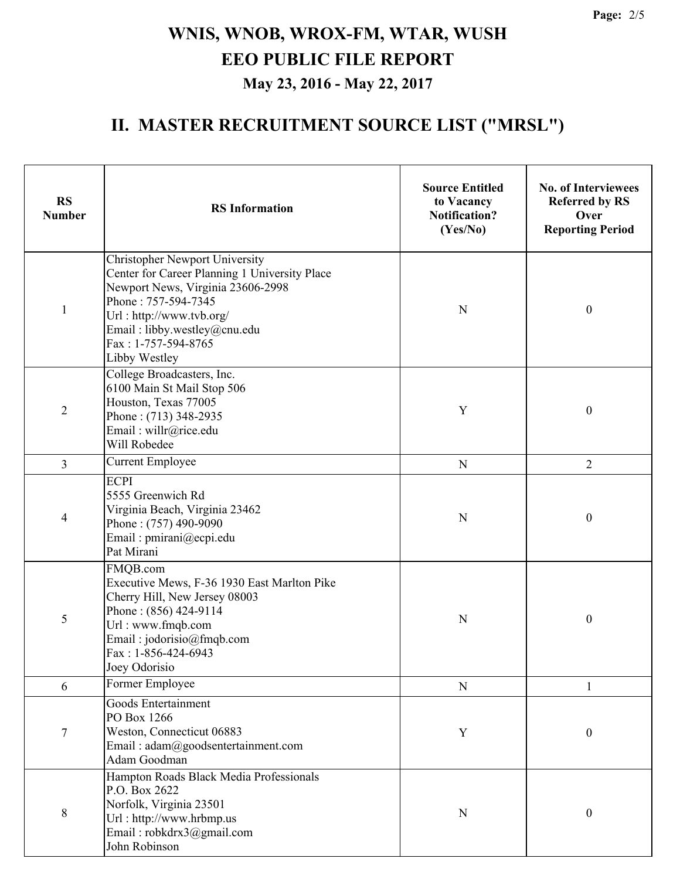# WNIS, WNOB, WROX-FM, WTAR, WUSH
# EEO PUBLIC FILE REPORT
### May 23, 2016 - May 22, 2017

## II. MASTER RECRUITMENT SOURCE LIST ("MRSL")

| RS Number | RS Information | Source Entitled to Vacancy Notification? (Yes/No) | No. of Interviewees Referred by RS Over Reporting Period |
|---|---|---|---|
| 1 | Christopher Newport University<br>Center for Career Planning 1 University Place<br>Newport News, Virginia 23606-2998<br>Phone : 757-594-7345<br>Url : http://www.tvb.org/<br>Email : libby.westley@cnu.edu<br>Fax : 1-757-594-8765<br>Libby Westley | N | 0 |
| 2 | College Broadcasters, Inc.<br>6100 Main St Mail Stop 506<br>Houston, Texas 77005<br>Phone : (713) 348-2935<br>Email : willr@rice.edu<br>Will Robedee | Y | 0 |
| 3 | Current Employee | N | 2 |
| 4 | ECPI<br>5555 Greenwich Rd<br>Virginia Beach, Virginia 23462<br>Phone : (757) 490-9090<br>Email : pmirani@ecpi.edu<br>Pat Mirani | N | 0 |
| 5 | FMQB.com<br>Executive Mews, F-36 1930 East Marlton Pike<br>Cherry Hill, New Jersey 08003<br>Phone : (856) 424-9114<br>Url : www.fmqb.com<br>Email : jodorisio@fmqb.com<br>Fax : 1-856-424-6943<br>Joey Odorisio | N | 0 |
| 6 | Former Employee | N | 1 |
| 7 | Goods Entertainment<br>PO Box 1266<br>Weston, Connecticut 06883<br>Email : adam@goodsentertainment.com<br>Adam Goodman | Y | 0 |
| 8 | Hampton Roads Black Media Professionals<br>P.O. Box 2622<br>Norfolk, Virginia 23501<br>Url : http://www.hrbmp.us<br>Email : robkdrx3@gmail.com<br>John Robinson | N | 0 |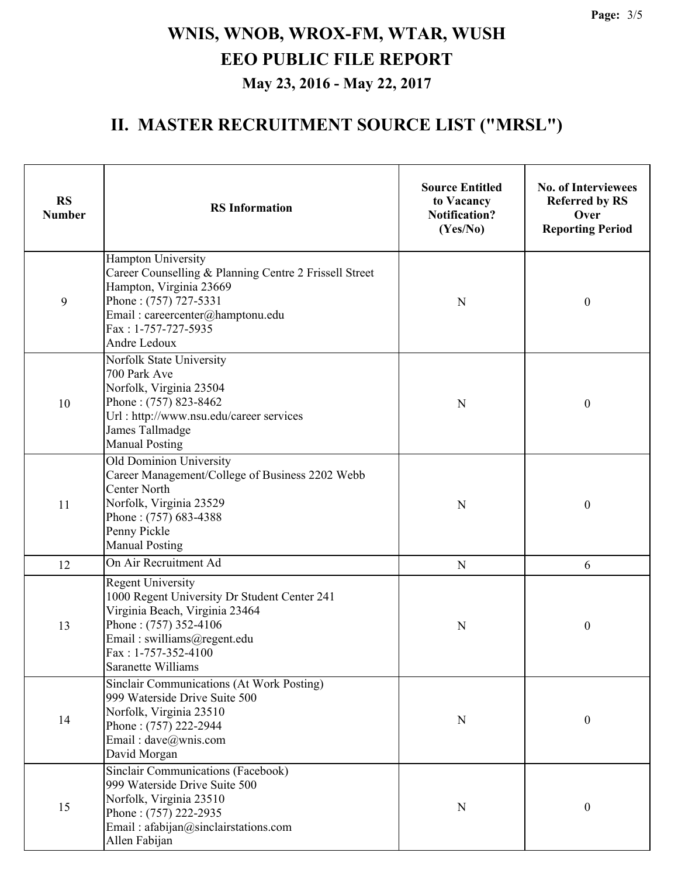# WNIS, WNOB, WROX-FM, WTAR, WUSH

# EEO PUBLIC FILE REPORT

## May 23, 2016 - May 22, 2017

## II. MASTER RECRUITMENT SOURCE LIST ("MRSL")

| RS Number | RS Information | Source Entitled to Vacancy Notification? (Yes/No) | No. of Interviewees Referred by RS Over Reporting Period |
|---|---|---|---|
| 9 | Hampton University<br>Career Counselling & Planning Centre 2 Frissell Street<br>Hampton, Virginia 23669<br>Phone : (757) 727-5331<br>Email : careercenter@hamptonu.edu<br>Fax : 1-757-727-5935<br>Andre Ledoux | N | 0 |
| 10 | Norfolk State University<br>700 Park Ave<br>Norfolk, Virginia 23504<br>Phone : (757) 823-8462<br>Url : http://www.nsu.edu/career services<br>James Tallmadge<br>Manual Posting | N | 0 |
| 11 | Old Dominion University<br>Career Management/College of Business 2202 Webb Center North<br>Norfolk, Virginia 23529<br>Phone : (757) 683-4388<br>Penny Pickle<br>Manual Posting | N | 0 |
| 12 | On Air Recruitment Ad | N | 6 |
| 13 | Regent University<br>1000 Regent University Dr Student Center 241<br>Virginia Beach, Virginia 23464<br>Phone : (757) 352-4106<br>Email : swilliams@regent.edu<br>Fax : 1-757-352-4100<br>Saranette Williams | N | 0 |
| 14 | Sinclair Communications (At Work Posting)<br>999 Waterside Drive Suite 500<br>Norfolk, Virginia 23510<br>Phone : (757) 222-2944<br>Email : dave@wnis.com<br>David Morgan | N | 0 |
| 15 | Sinclair Communications (Facebook)<br>999 Waterside Drive Suite 500<br>Norfolk, Virginia 23510<br>Phone : (757) 222-2935<br>Email : afabijan@sinclairstations.com<br>Allen Fabijan | N | 0 |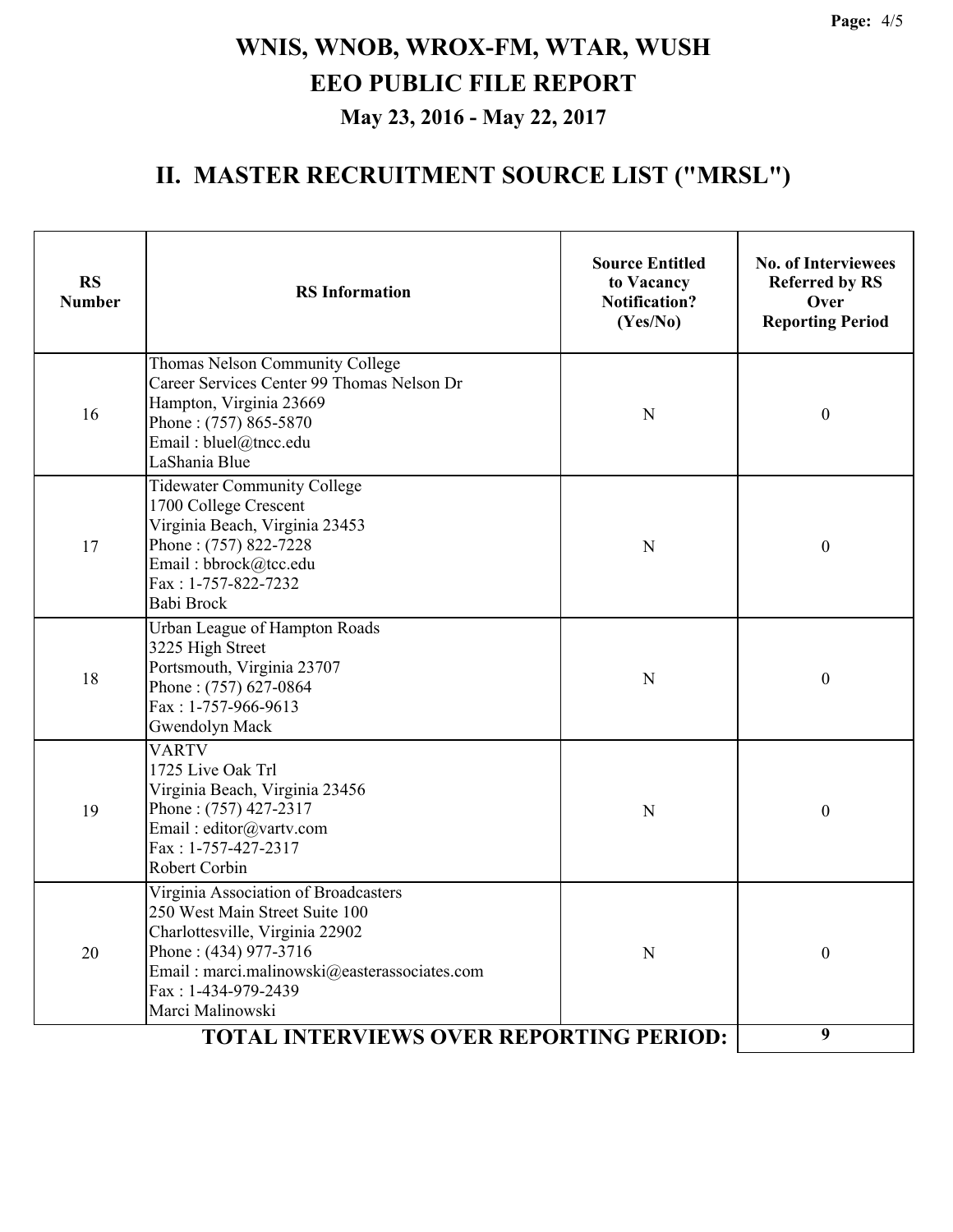# WNIS, WNOB, WROX-FM, WTAR, WUSH
# EEO PUBLIC FILE REPORT
## May 23, 2016 - May 22, 2017

## II. MASTER RECRUITMENT SOURCE LIST ("MRSL")

| RS Number | RS Information | Source Entitled to Vacancy Notification? (Yes/No) | No. of Interviewees Referred by RS Over Reporting Period |
|---|---|---|---|
| 16 | Thomas Nelson Community College<br>Career Services Center 99 Thomas Nelson Dr<br>Hampton, Virginia 23669<br>Phone : (757) 865-5870<br>Email : bluel@tncc.edu<br>LaShania Blue | N | 0 |
| 17 | Tidewater Community College<br>1700 College Crescent<br>Virginia Beach, Virginia 23453<br>Phone : (757) 822-7228<br>Email : bbrock@tcc.edu<br>Fax : 1-757-822-7232<br>Babi Brock | N | 0 |
| 18 | Urban League of Hampton Roads<br>3225 High Street<br>Portsmouth, Virginia 23707<br>Phone : (757) 627-0864<br>Fax : 1-757-966-9613<br>Gwendolyn Mack | N | 0 |
| 19 | VARTV<br>1725 Live Oak Trl<br>Virginia Beach, Virginia 23456<br>Phone : (757) 427-2317<br>Email : editor@vartv.com<br>Fax : 1-757-427-2317<br>Robert Corbin | N | 0 |
| 20 | Virginia Association of Broadcasters<br>250 West Main Street Suite 100<br>Charlottesville, Virginia 22902<br>Phone : (434) 977-3716<br>Email : marci.malinowski@easterassociates.com<br>Fax : 1-434-979-2439<br>Marci Malinowski | N | 0 |
| | **TOTAL INTERVIEWS OVER REPORTING PERIOD:** | | **9** |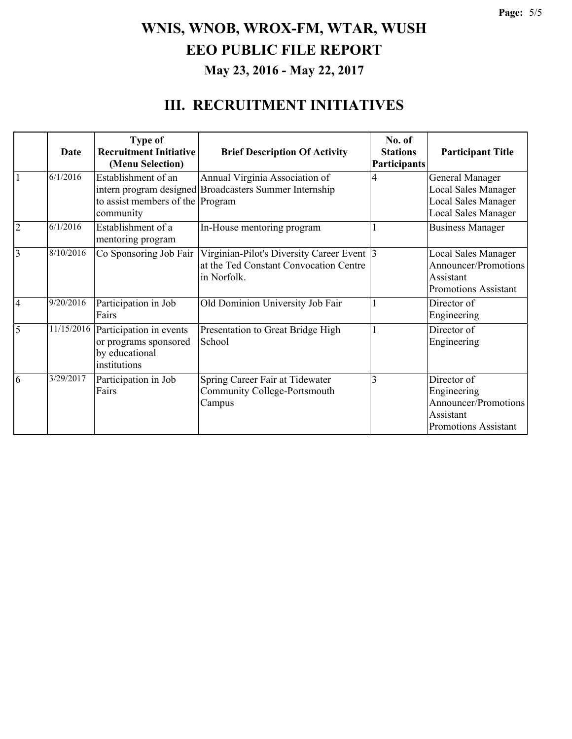# WNIS, WNOB, WROX-FM, WTAR, WUSH
# EEO PUBLIC FILE REPORT
### May 23, 2016 - May 22, 2017

## III. RECRUITMENT INITIATIVES

| | Date | Type of Recruitment Initiative (Menu Selection) | Brief Description Of Activity | No. of Stations Participants | Participant Title |
|---|---|---|---|---|---|
| 1 | 6/1/2016 | Establishment of an intern program designed to assist members of the community | Annual Virginia Association of Broadcasters Summer Internship Program | 4 | General Manager<br>Local Sales Manager<br>Local Sales Manager<br>Local Sales Manager |
| 2 | 6/1/2016 | Establishment of a mentoring program | In-House mentoring program | 1 | Business Manager |
| 3 | 8/10/2016 | Co Sponsoring Job Fair | Virginian-Pilot's Diversity Career Event at the Ted Constant Convocation Centre in Norfolk. | 3 | Local Sales Manager<br>Announcer/Promotions Assistant<br>Promotions Assistant |
| 4 | 9/20/2016 | Participation in Job Fairs | Old Dominion University Job Fair | 1 | Director of Engineering |
| 5 | 11/15/2016 | Participation in events or programs sponsored by educational institutions | Presentation to Great Bridge High School | 1 | Director of Engineering |
| 6 | 3/29/2017 | Participation in Job Fairs | Spring Career Fair at Tidewater Community College-Portsmouth Campus | 3 | Director of Engineering<br>Announcer/Promotions Assistant<br>Promotions Assistant |